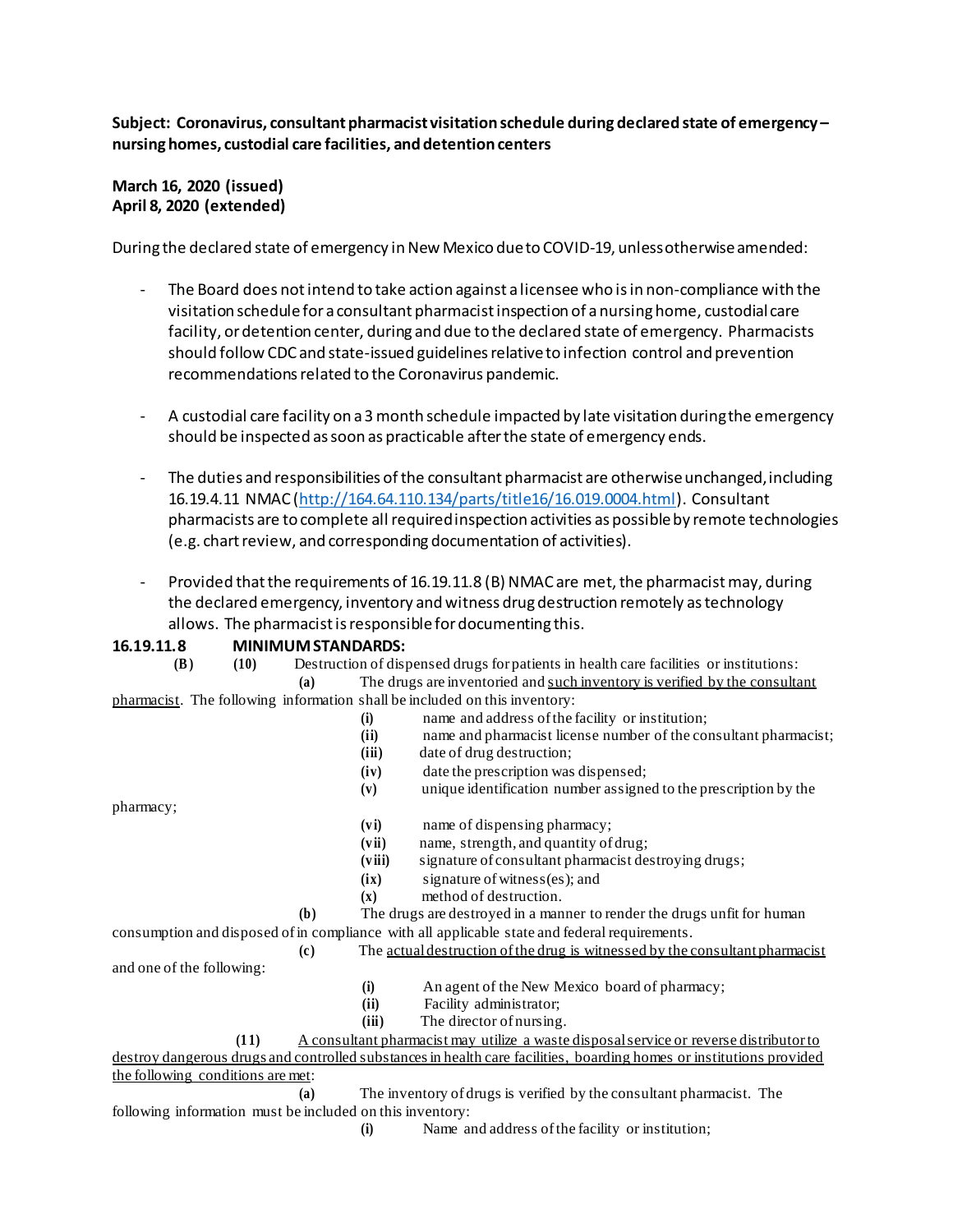**Subject: Coronavirus, consultant pharmacist visitation schedule during declared state of emergency – nursing homes, custodial care facilities, and detention centers**

**March 16, 2020 (issued)**
**April 8, 2020 (extended)**

During the declared state of emergency in New Mexico due to COVID-19, unless otherwise amended:

- The Board does not intend to take action against a licensee who is in non-compliance with the visitation schedule for a consultant pharmacist inspection of a nursing home, custodial care facility, or detention center, during and due to the declared state of emergency. Pharmacists should follow CDC and state-issued guidelines relative to infection control and prevention recommendations related to the Coronavirus pandemic.

- A custodial care facility on a 3 month schedule impacted by late visitation during the emergency should be inspected as soon as practicable after the state of emergency ends.

- The duties and responsibilities of the consultant pharmacist are otherwise unchanged, including 16.19.4.11 NMAC (http://164.64.110.134/parts/title16/16.019.0004.html). Consultant pharmacists are to complete all required inspection activities as possible by remote technologies (e.g. chart review, and corresponding documentation of activities).

- Provided that the requirements of 16.19.11.8 (B) NMAC are met, the pharmacist may, during the declared emergency, inventory and witness drug destruction remotely as technology allows. The pharmacist is responsible for documenting this.

**16.19.11.8 MINIMUM STANDARDS:**

**(B)** **(10)** Destruction of dispensed drugs for patients in health care facilities or institutions:

**(a)** The drugs are inventoried and <u>such inventory is verified by the consultant pharmacist</u>. The following information shall be included on this inventory:

**(i)** name and address of the facility or institution;
**(ii)** name and pharmacist license number of the consultant pharmacist;
**(iii)** date of drug destruction;
**(iv)** date the prescription was dispensed;
**(v)** unique identification number assigned to the prescription by the pharmacy;
**(vi)** name of dispensing pharmacy;
**(vii)** name, strength, and quantity of drug;
**(viii)** signature of consultant pharmacist destroying drugs;
**(ix)** signature of witness(es); and
**(x)** method of destruction.

**(b)** The drugs are destroyed in a manner to render the drugs unfit for human consumption and disposed of in compliance with all applicable state and federal requirements.

**(c)** The <u>actual destruction of the drug is witnessed by the consultant pharmacist</u> and one of the following:

**(i)** An agent of the New Mexico board of pharmacy;
**(ii)** Facility administrator;
**(iii)** The director of nursing.

**(11)** <u>A consultant pharmacist may utilize a waste disposal service or reverse distributor to destroy dangerous drugs and controlled substances in health care facilities, boarding homes or institutions provided the following conditions are met</u>:

**(a)** The inventory of drugs is verified by the consultant pharmacist. The following information must be included on this inventory:

**(i)** Name and address of the facility or institution;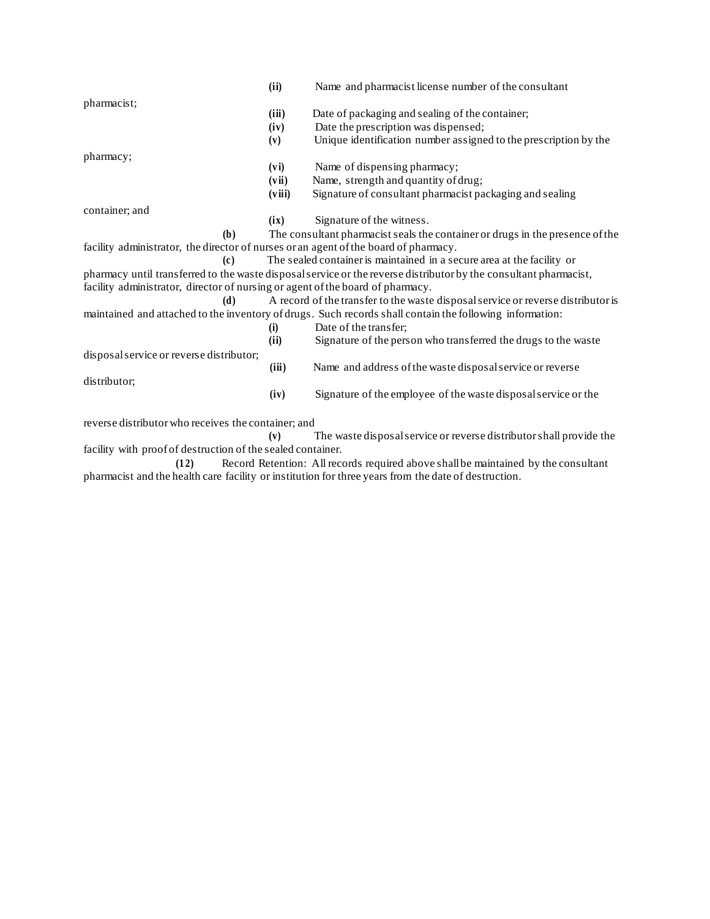(ii) Name and pharmacist license number of the consultant pharmacist;

(iii) Date of packaging and sealing of the container;

(iv) Date the prescription was dispensed;

(v) Unique identification number assigned to the prescription by the pharmacy;

(vi) Name of dispensing pharmacy;

(vii) Name, strength and quantity of drug;

(viii) Signature of consultant pharmacist packaging and sealing container; and

(ix) Signature of the witness.

(b) The consultant pharmacist seals the container or drugs in the presence of the facility administrator, the director of nurses or an agent of the board of pharmacy.

(c) The sealed container is maintained in a secure area at the facility or pharmacy until transferred to the waste disposal service or the reverse distributor by the consultant pharmacist, facility administrator, director of nursing or agent of the board of pharmacy.

(d) A record of the transfer to the waste disposal service or reverse distributor is maintained and attached to the inventory of drugs. Such records shall contain the following information:

(i) Date of the transfer;

(ii) Signature of the person who transferred the drugs to the waste disposal service or reverse distributor;

(iii) Name and address of the waste disposal service or reverse distributor;

(iv) Signature of the employee of the waste disposal service or the reverse distributor who receives the container; and

(v) The waste disposal service or reverse distributor shall provide the facility with proof of destruction of the sealed container.

(12) Record Retention: All records required above shall be maintained by the consultant pharmacist and the health care facility or institution for three years from the date of destruction.